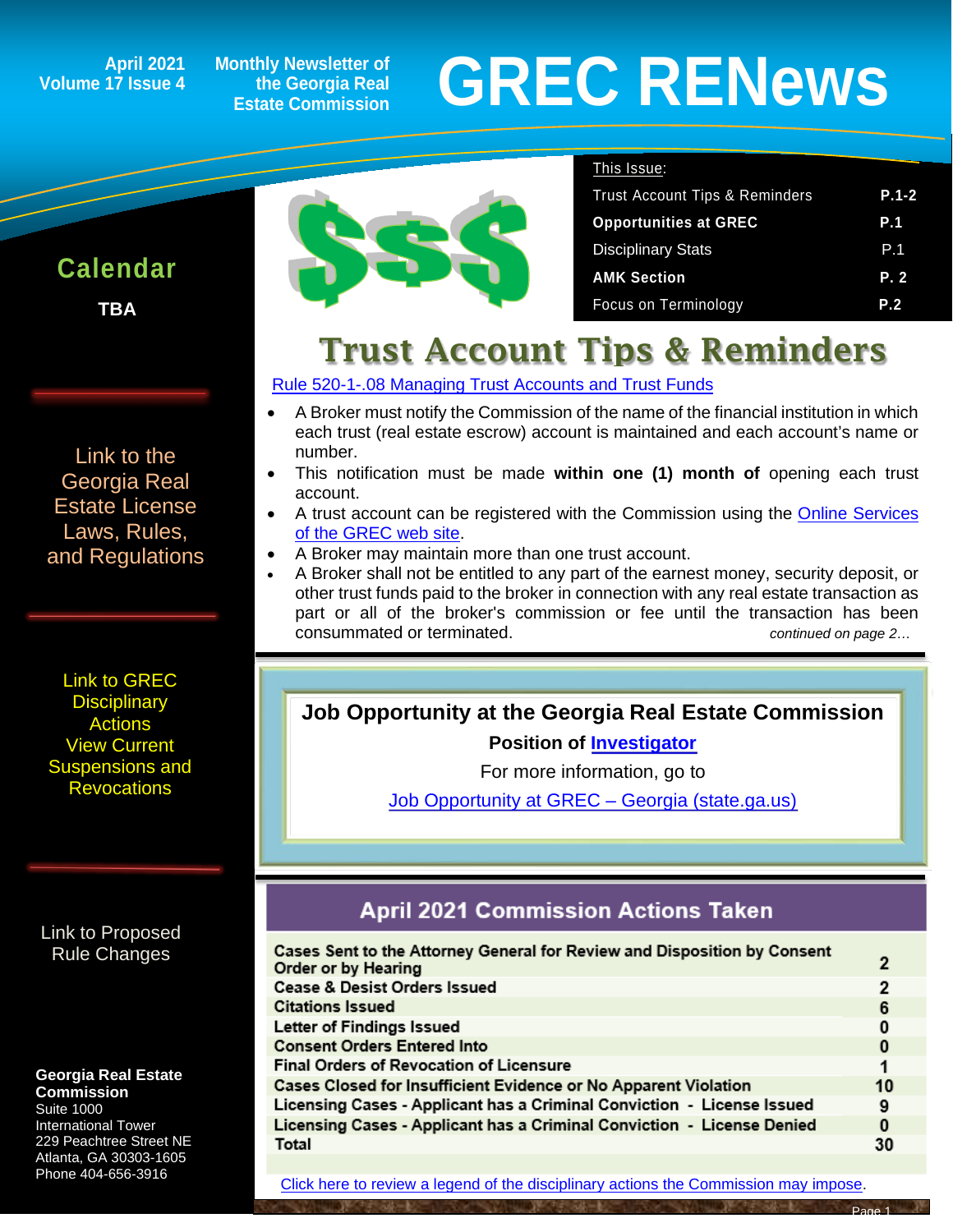April 2021
Volume 17 Issue 4

Monthly Newsletter of the Georgia Real Estate Commission

# GREC RENews

**This Issue:**

| | |
|---|---|
| Trust Account Tips & Reminders | P.1-2 |
| **Opportunities at GREC** | **P.1** |
| Disciplinary Stats | P.1 |
| **AMK Section** | **P. 2** |
| Focus on Terminology | **P.2** |

## Calendar

**TBA**

Link to the Georgia Real Estate License Laws, Rules, and Regulations

Link to GREC Disciplinary Actions View Current Suspensions and Revocations

Link to Proposed Rule Changes

**Georgia Real Estate Commission**
Suite 1000
International Tower
229 Peachtree Street NE
Atlanta, GA 30303-1605
Phone 404-656-3916

## Trust Account Tips & Reminders

Rule 520-1-.08 Managing Trust Accounts and Trust Funds

- A Broker must notify the Commission of the name of the financial institution in which each trust (real estate escrow) account is maintained and each account's name or number.
- This notification must be made **within one (1) month of** opening each trust account.
- A trust account can be registered with the Commission using the Online Services of the GREC web site.
- A Broker may maintain more than one trust account.
- A Broker shall not be entitled to any part of the earnest money, security deposit, or other trust funds paid to the broker in connection with any real estate transaction as part or all of the broker's commission or fee until the transaction has been consummated or terminated.

*continued on page 2…*

## Job Opportunity at the Georgia Real Estate Commission

**Position of Investigator**

For more information, go to

Job Opportunity at GREC – Georgia (state.ga.us)

## April 2021 Commission Actions Taken

| Action | Count |
|---|---|
| Cases Sent to the Attorney General for Review and Disposition by Consent Order or by Hearing | 2 |
| Cease & Desist Orders Issued | 2 |
| Citations Issued | 6 |
| Letter of Findings Issued | 0 |
| Consent Orders Entered Into | 0 |
| Final Orders of Revocation of Licensure | 1 |
| Cases Closed for Insufficient Evidence or No Apparent Violation | 10 |
| Licensing Cases - Applicant has a Criminal Conviction - License Issued | 9 |
| Licensing Cases - Applicant has a Criminal Conviction - License Denied | 0 |
| Total | 30 |

Click here to review a legend of the disciplinary actions the Commission may impose.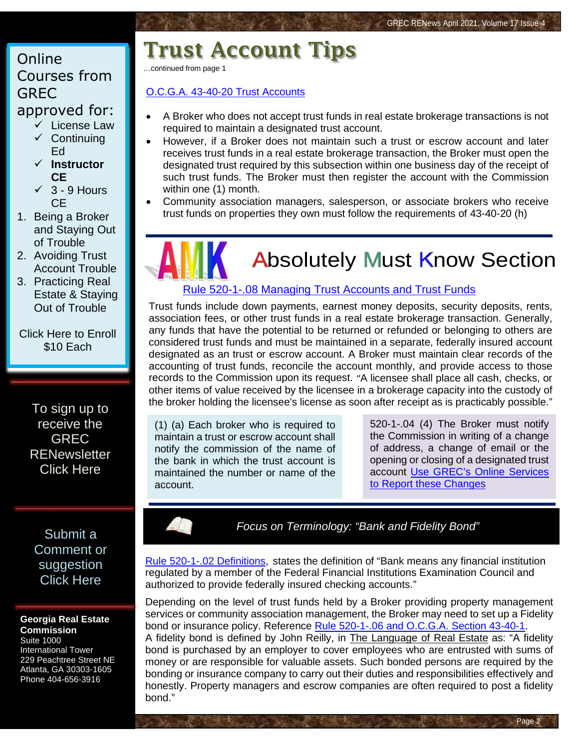# Trust Account Tips

…continued from page 1

O.C.G.A. 43-40-20 Trust Accounts

- A Broker who does not accept trust funds in real estate brokerage transactions is not required to maintain a designated trust account.
- However, if a Broker does not maintain such a trust or escrow account and later receives trust funds in a real estate brokerage transaction, the Broker must open the designated trust required by this subsection within one business day of the receipt of such trust funds. The Broker must then register the account with the Commission within one (1) month.
- Community association managers, salesperson, or associate brokers who receive trust funds on properties they own must follow the requirements of 43-40-20 (h)

## AMK Absolutely Must Know Section

Rule 520-1-.08 Managing Trust Accounts and Trust Funds

Trust funds include down payments, earnest money deposits, security deposits, rents, association fees, or other trust funds in a real estate brokerage transaction. Generally, any funds that have the potential to be returned or refunded or belonging to others are considered trust funds and must be maintained in a separate, federally insured account designated as an trust or escrow account. A Broker must maintain clear records of the accounting of trust funds, reconcile the account monthly, and provide access to those records to the Commission upon its request. "A licensee shall place all cash, checks, or other items of value received by the licensee in a brokerage capacity into the custody of the broker holding the licensee's license as soon after receipt as is practicably possible."

(1) (a) Each broker who is required to maintain a trust or escrow account shall notify the commission of the name of the bank in which the trust account is maintained the number or name of the account.

520-1-.04 (4) The Broker must notify the Commission in writing of a change of address, a change of email or the opening or closing of a designated trust account Use GREC's Online Services to Report these Changes

### *Focus on Terminology: "Bank and Fidelity Bond"*

Rule 520-1-.02 Definitions, states the definition of "Bank means any financial institution regulated by a member of the Federal Financial Institutions Examination Council and authorized to provide federally insured checking accounts."

Depending on the level of trust funds held by a Broker providing property management services or community association management, the Broker may need to set up a Fidelity bond or insurance policy. Reference Rule 520-1-.06 and O.C.G.A. Section 43-40-1.
A fidelity bond is defined by John Reilly, in The Language of Real Estate as: "A fidelity bond is purchased by an employer to cover employees who are entrusted with sums of money or are responsible for valuable assets. Such bonded persons are required by the bonding or insurance company to carry out their duties and responsibilities effectively and honestly. Property managers and escrow companies are often required to post a fidelity bond."

---

Online Courses from GREC approved for:

- ✓ License Law
- ✓ Continuing Ed
- ✓ **Instructor CE**
- ✓ 3 - 9 Hours CE

1. Being a Broker and Staying Out of Trouble
2. Avoiding Trust Account Trouble
3. Practicing Real Estate & Staying Out of Trouble

Click Here to Enroll
$10 Each

To sign up to receive the GREC RENewsletter Click Here

Submit a Comment or suggestion Click Here

**Georgia Real Estate Commission**
Suite 1000
International Tower
229 Peachtree Street NE
Atlanta, GA 30303-1605
Phone 404-656-3916